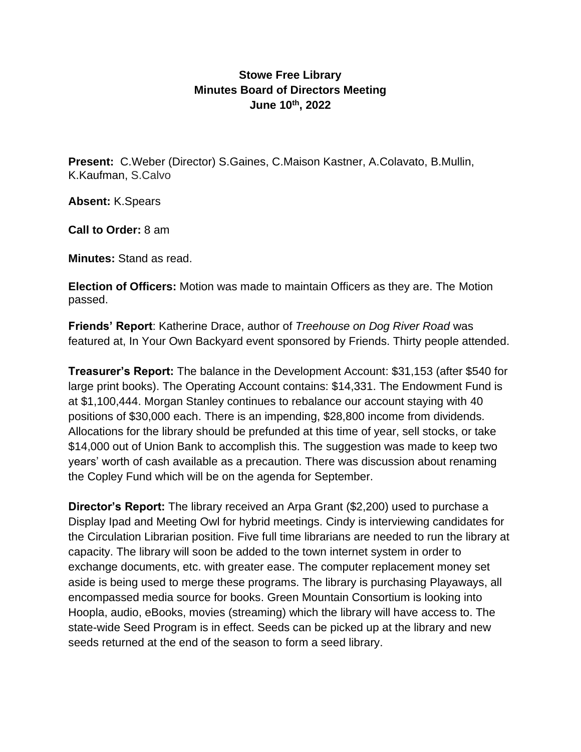# Stowe Free Library
## Minutes Board of Directors Meeting
## June 10th, 2022

**Present:** C.Weber (Director) S.Gaines, C.Maison Kastner, A.Colavato, B.Mullin, K.Kaufman, S.Calvo

**Absent:** K.Spears

**Call to Order:** 8 am

**Minutes:** Stand as read.

**Election of Officers:** Motion was made to maintain Officers as they are. The Motion passed.

**Friends' Report**: Katherine Drace, author of *Treehouse on Dog River Road* was featured at, In Your Own Backyard event sponsored by Friends. Thirty people attended.

**Treasurer's Report:** The balance in the Development Account: $31,153 (after $540 for large print books). The Operating Account contains: $14,331. The Endowment Fund is at $1,100,444. Morgan Stanley continues to rebalance our account staying with 40 positions of $30,000 each. There is an impending, $28,800 income from dividends. Allocations for the library should be prefunded at this time of year, sell stocks, or take $14,000 out of Union Bank to accomplish this. The suggestion was made to keep two years' worth of cash available as a precaution. There was discussion about renaming the Copley Fund which will be on the agenda for September.

**Director's Report:** The library received an Arpa Grant ($2,200) used to purchase a Display Ipad and Meeting Owl for hybrid meetings. Cindy is interviewing candidates for the Circulation Librarian position. Five full time librarians are needed to run the library at capacity. The library will soon be added to the town internet system in order to exchange documents, etc. with greater ease. The computer replacement money set aside is being used to merge these programs. The library is purchasing Playaways, all encompassed media source for books. Green Mountain Consortium is looking into Hoopla, audio, eBooks, movies (streaming) which the library will have access to. The state-wide Seed Program is in effect. Seeds can be picked up at the library and new seeds returned at the end of the season to form a seed library.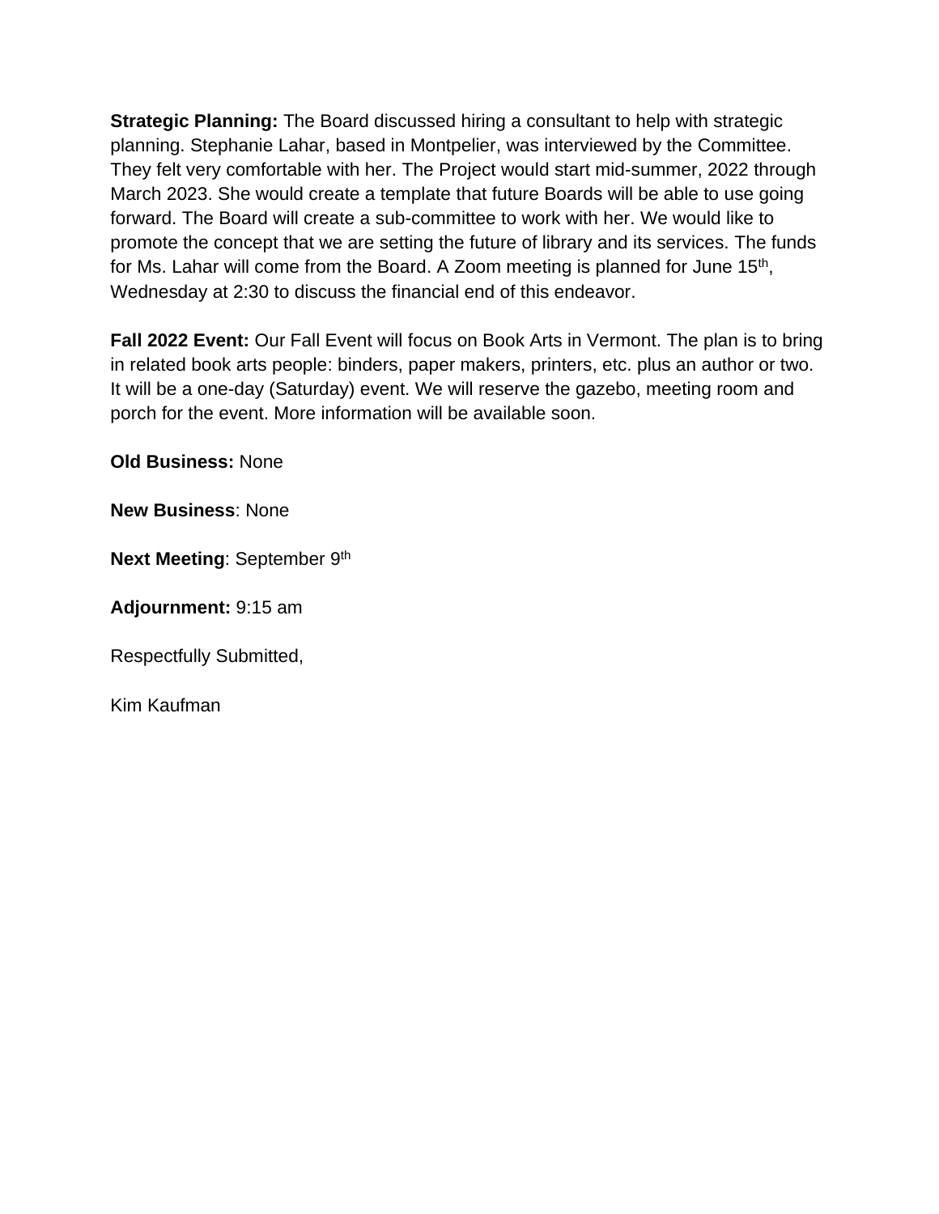**Strategic Planning:** The Board discussed hiring a consultant to help with strategic planning. Stephanie Lahar, based in Montpelier, was interviewed by the Committee. They felt very comfortable with her. The Project would start mid-summer, 2022 through March 2023. She would create a template that future Boards will be able to use going forward. The Board will create a sub-committee to work with her. We would like to promote the concept that we are setting the future of library and its services. The funds for Ms. Lahar will come from the Board. A Zoom meeting is planned for June 15th, Wednesday at 2:30 to discuss the financial end of this endeavor.

**Fall 2022 Event:** Our Fall Event will focus on Book Arts in Vermont. The plan is to bring in related book arts people: binders, paper makers, printers, etc. plus an author or two. It will be a one-day (Saturday) event. We will reserve the gazebo, meeting room and porch for the event. More information will be available soon.

**Old Business:** None

**New Business**: None

**Next Meeting**: September 9th

**Adjournment:** 9:15 am

Respectfully Submitted,

Kim Kaufman